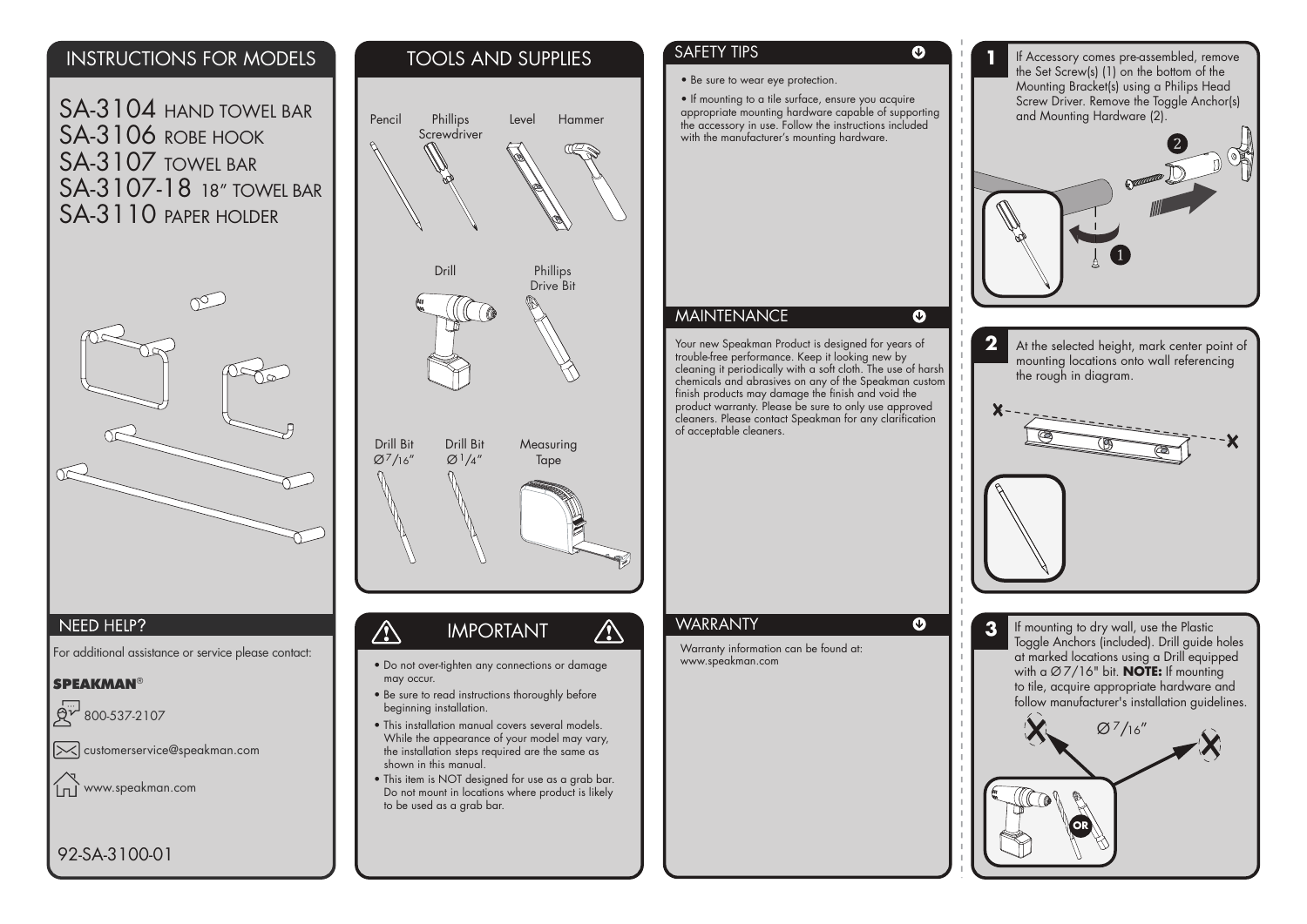# INSTRUCTIONS FOR MODELS

SA-3104 HAND TOWEL BAR
SA-3106 ROBE HOOK
SA-3107 TOWEL BAR
SA-3107-18 18" TOWEL BAR
SA-3110 PAPER HOLDER

## NEED HELP?

For additional assistance or service please contact:

**SPEAKMAN®**

800-537-2107

customerservice@speakman.com

www.speakman.com

92-SA-3100-01

## TOOLS AND SUPPLIES

- Pencil
- Phillips Screwdriver
- Level
- Hammer
- Drill
- Phillips Drive Bit
- Drill Bit Ø7/16"
- Drill Bit Ø1/4"
- Measuring Tape

## IMPORTANT

- Do not over-tighten any connections or damage may occur.
- Be sure to read instructions thoroughly before beginning installation.
- This installation manual covers several models. While the appearance of your model may vary, the installation steps required are the same as shown in this manual.
- This item is NOT designed for use as a grab bar. Do not mount in locations where product is likely to be used as a grab bar.

## SAFETY TIPS

- Be sure to wear eye protection.
- If mounting to a tile surface, ensure you acquire appropriate mounting hardware capable of supporting the accessory in use. Follow the instructions included with the manufacturer's mounting hardware.

## MAINTENANCE

Your new Speakman Product is designed for years of trouble-free performance. Keep it looking new by cleaning it periodically with a soft cloth. The use of harsh chemicals and abrasives on any of the Speakman custom finish products may damage the finish and void the product warranty. Please be sure to only use approved cleaners. Please contact Speakman for any clarification of acceptable cleaners.

## WARRANTY

Warranty information can be found at: www.speakman.com

**1** If Accessory comes pre-assembled, remove the Set Screw(s) (1) on the bottom of the Mounting Bracket(s) using a Philips Head Screw Driver. Remove the Toggle Anchor(s) and Mounting Hardware (2).

**2** At the selected height, mark center point of mounting locations onto wall referencing the rough in diagram.

**3** If mounting to dry wall, use the Plastic Toggle Anchors (included). Drill guide holes at marked locations using a Drill equipped with a Ø7/16" bit. **NOTE:** If mounting to tile, acquire appropriate hardware and follow manufacturer's installation guidelines.

Ø7/16"

OR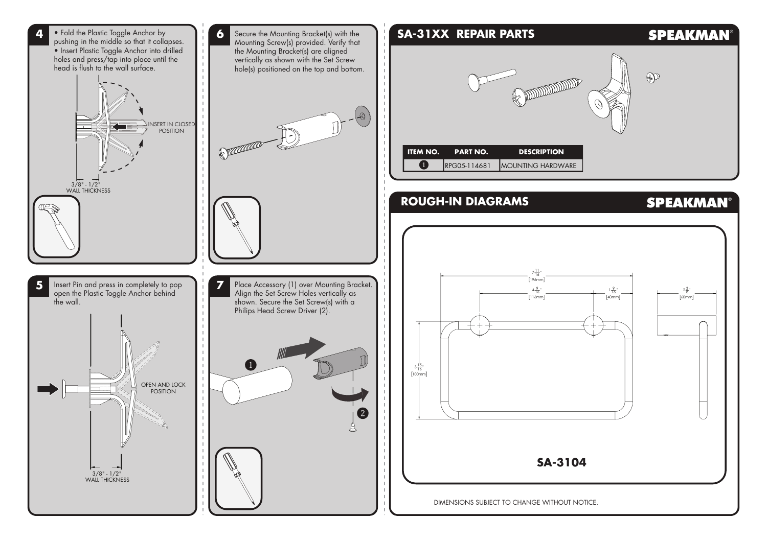**4**

- Fold the Plastic Toggle Anchor by pushing in the middle so that it collapses.
- Insert Plastic Toggle Anchor into drilled holes and press/tap into place until the head is flush to the wall surface.

INSERT IN CLOSED POSITION

3/8" - 1/2" WALL THICKNESS

**5**

Insert Pin and press in completely to pop open the Plastic Toggle Anchor behind the wall.

OPEN AND LOCK POSITION

3/8" - 1/2" WALL THICKNESS

**6**

Secure the Mounting Bracket(s) with the Mounting Screw(s) provided. Verify that the Mounting Bracket(s) are aligned vertically as shown with the Set Screw hole(s) positioned on the top and bottom.

**7**

Place Accessory (1) over Mounting Bracket. Align the Set Screw Holes vertically as shown. Secure the Set Screw(s) with a Philips Head Screw Driver (2).

## SA-31XX REPAIR PARTS

**SPEAKMAN®**

| ITEM NO. | PART NO. | DESCRIPTION |
|---|---|---|
| 1 | RPG05-114681 | MOUNTING HARDWARE |

## ROUGH-IN DIAGRAMS

**SPEAKMAN®**

$7\frac{11}{16}$" [196mm]

$4\frac{9}{16}$" [116mm]

$1\frac{9}{16}$" [40mm]

$2\frac{3}{8}$" [60mm]

$3\frac{15}{16}$" [100mm]

**SA-3104**

DIMENSIONS SUBJECT TO CHANGE WITHOUT NOTICE.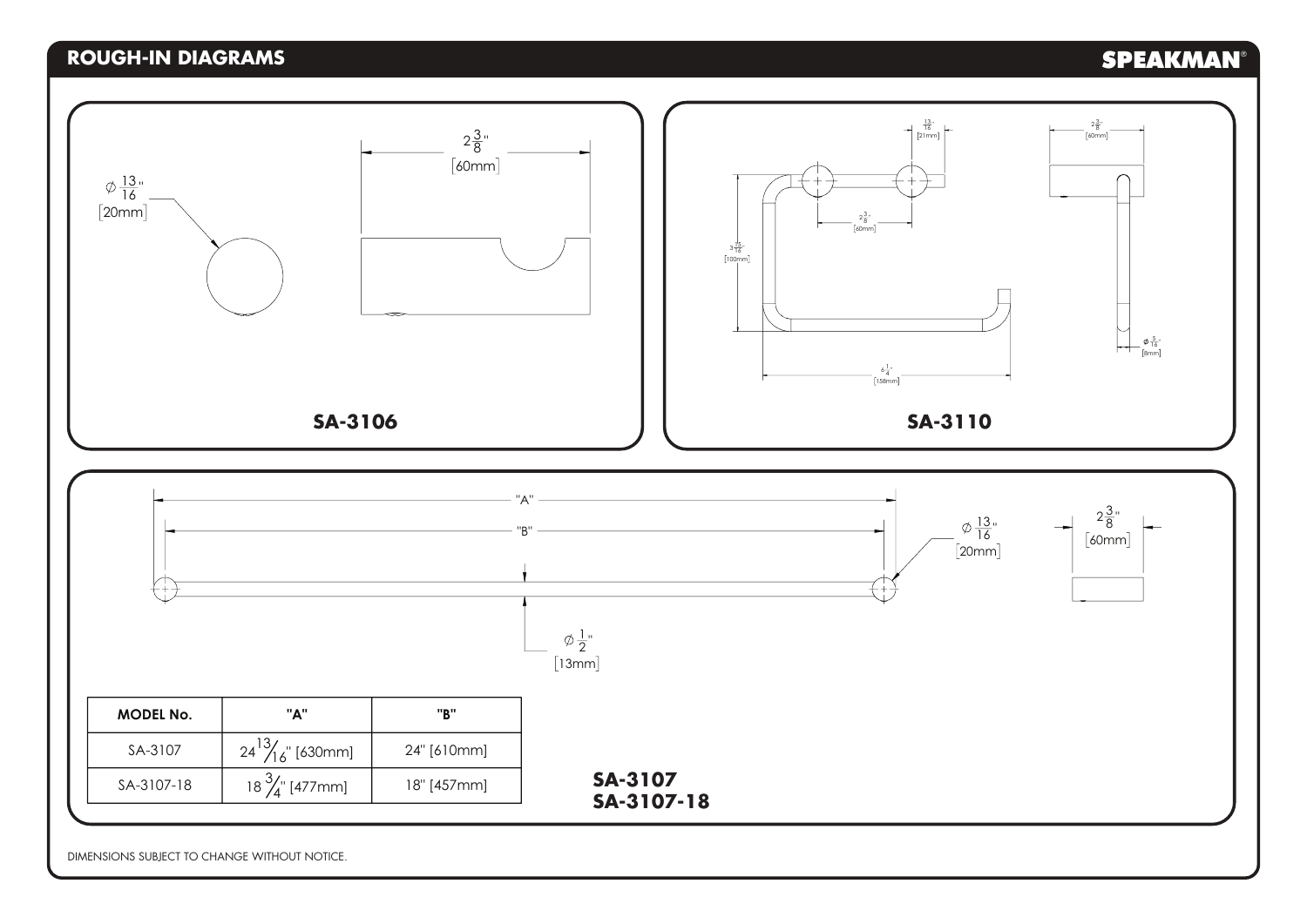## ROUGH-IN DIAGRAMS

SPEAKMAN®

$\varnothing \frac{13}{16}$"
[20mm]

$2\frac{3}{8}$"
[60mm]

**SA-3106**

$\frac{13}{16}$"
[21mm]

$2\frac{3}{8}$"
[60mm]

$2\frac{3}{8}$"
[60mm]

$3\frac{15}{16}$"
[100mm]

$6\frac{1}{4}$"
[158mm]

$\varnothing \frac{5}{16}$"
[8mm]

**SA-3110**

"A"

"B"

$\varnothing \frac{13}{16}$"
[20mm]

$2\frac{3}{8}$"
[60mm]

$\varnothing \frac{1}{2}$"
[13mm]

| MODEL No. | "A" | "B" |
| --- | --- | --- |
| SA-3107 | $24\frac{13}{16}$" [630mm] | 24" [610mm] |
| SA-3107-18 | $18\frac{3}{4}$" [477mm] | 18" [457mm] |

**SA-3107**
**SA-3107-18**

DIMENSIONS SUBJECT TO CHANGE WITHOUT NOTICE.